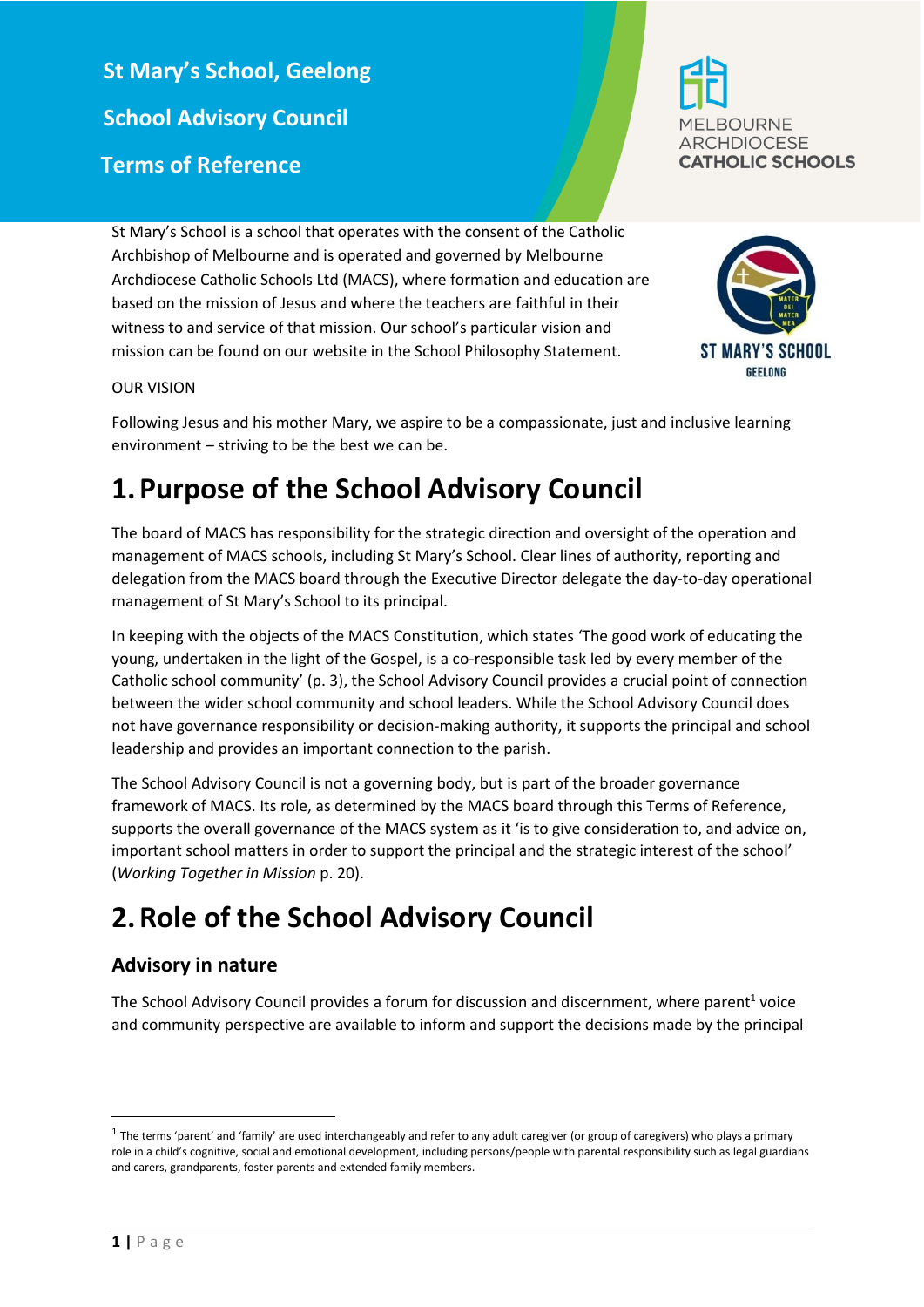# St Mary's School, Geelong

# School Advisory Council

# Terms of Reference

St Mary's School is a school that operates with the consent of the Catholic Archbishop of Melbourne and is operated and governed by Melbourne Archdiocese Catholic Schools Ltd (MACS), where formation and education are based on the mission of Jesus and where the teachers are faithful in their witness to and service of that mission. Our school's particular vision and mission can be found on our website in the School Philosophy Statement.

OUR VISION

Following Jesus and his mother Mary, we aspire to be a compassionate, just and inclusive learning environment – striving to be the best we can be.

# 1. Purpose of the School Advisory Council

The board of MACS has responsibility for the strategic direction and oversight of the operation and management of MACS schools, including St Mary's School. Clear lines of authority, reporting and delegation from the MACS board through the Executive Director delegate the day-to-day operational management of St Mary's School to its principal.

In keeping with the objects of the MACS Constitution, which states 'The good work of educating the young, undertaken in the light of the Gospel, is a co-responsible task led by every member of the Catholic school community' (p. 3), the School Advisory Council provides a crucial point of connection between the wider school community and school leaders. While the School Advisory Council does not have governance responsibility or decision-making authority, it supports the principal and school leadership and provides an important connection to the parish.

The School Advisory Council is not a governing body, but is part of the broader governance framework of MACS. Its role, as determined by the MACS board through this Terms of Reference, supports the overall governance of the MACS system as it 'is to give consideration to, and advice on, important school matters in order to support the principal and the strategic interest of the school' (*Working Together in Mission* p. 20).

# 2. Role of the School Advisory Council

## Advisory in nature

The School Advisory Council provides a forum for discussion and discernment, where parent[1] voice and community perspective are available to inform and support the decisions made by the principal

[1] The terms 'parent' and 'family' are used interchangeably and refer to any adult caregiver (or group of caregivers) who plays a primary role in a child's cognitive, social and emotional development, including persons/people with parental responsibility such as legal guardians and carers, grandparents, foster parents and extended family members.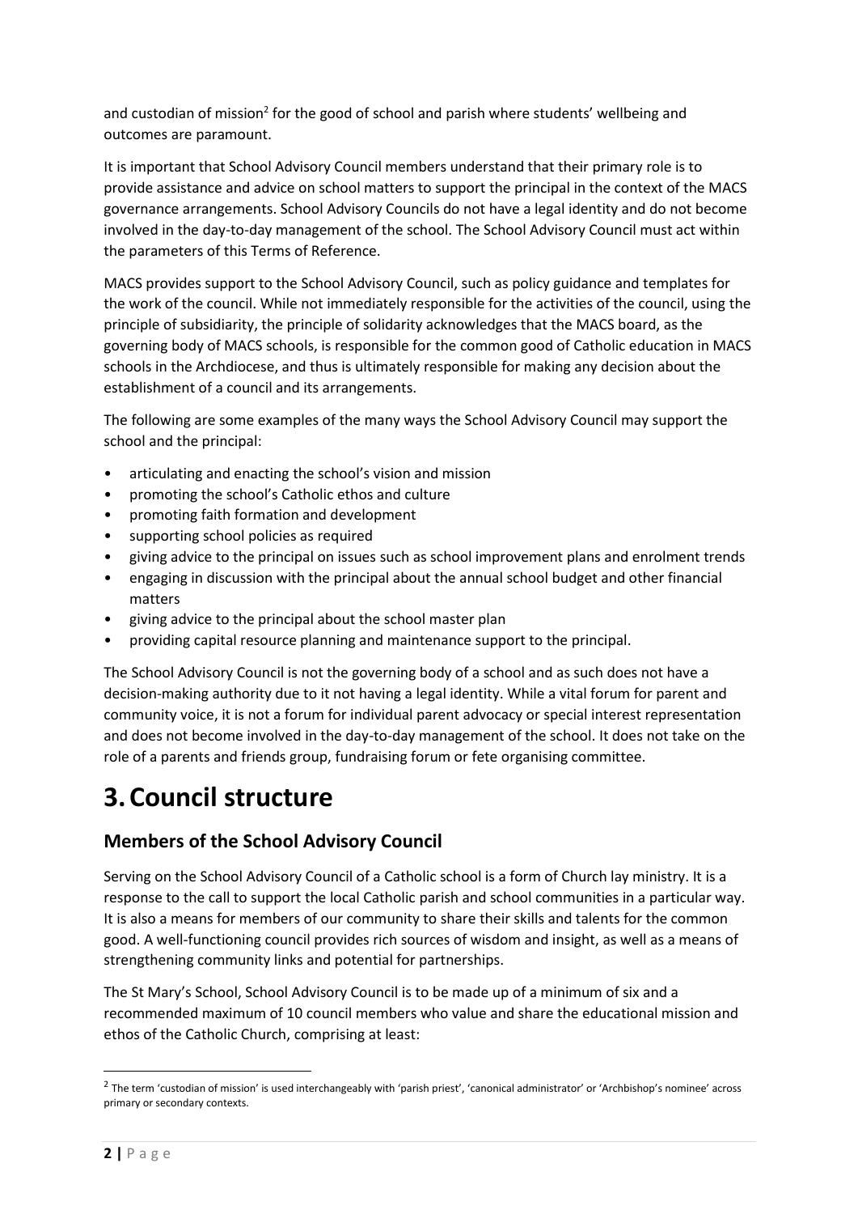and custodian of mission[2] for the good of school and parish where students' wellbeing and outcomes are paramount.

It is important that School Advisory Council members understand that their primary role is to provide assistance and advice on school matters to support the principal in the context of the MACS governance arrangements. School Advisory Councils do not have a legal identity and do not become involved in the day-to-day management of the school. The School Advisory Council must act within the parameters of this Terms of Reference.

MACS provides support to the School Advisory Council, such as policy guidance and templates for the work of the council. While not immediately responsible for the activities of the council, using the principle of subsidiarity, the principle of solidarity acknowledges that the MACS board, as the governing body of MACS schools, is responsible for the common good of Catholic education in MACS schools in the Archdiocese, and thus is ultimately responsible for making any decision about the establishment of a council and its arrangements.

The following are some examples of the many ways the School Advisory Council may support the school and the principal:

- articulating and enacting the school's vision and mission
- promoting the school's Catholic ethos and culture
- promoting faith formation and development
- supporting school policies as required
- giving advice to the principal on issues such as school improvement plans and enrolment trends
- engaging in discussion with the principal about the annual school budget and other financial matters
- giving advice to the principal about the school master plan
- providing capital resource planning and maintenance support to the principal.

The School Advisory Council is not the governing body of a school and as such does not have a decision-making authority due to it not having a legal identity. While a vital forum for parent and community voice, it is not a forum for individual parent advocacy or special interest representation and does not become involved in the day-to-day management of the school. It does not take on the role of a parents and friends group, fundraising forum or fete organising committee.

# 3. Council structure

## Members of the School Advisory Council

Serving on the School Advisory Council of a Catholic school is a form of Church lay ministry. It is a response to the call to support the local Catholic parish and school communities in a particular way. It is also a means for members of our community to share their skills and talents for the common good. A well-functioning council provides rich sources of wisdom and insight, as well as a means of strengthening community links and potential for partnerships.

The St Mary's School, School Advisory Council is to be made up of a minimum of six and a recommended maximum of 10 council members who value and share the educational mission and ethos of the Catholic Church, comprising at least:

[2] The term 'custodian of mission' is used interchangeably with 'parish priest', 'canonical administrator' or 'Archbishop's nominee' across primary or secondary contexts.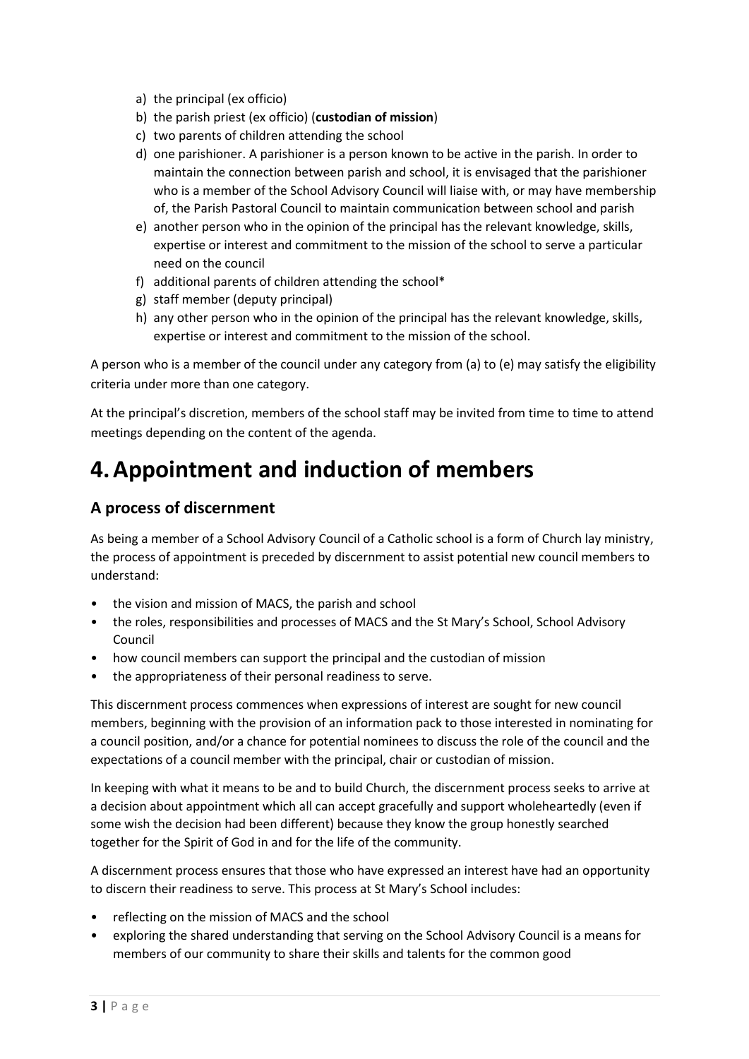a) the principal (ex officio)
b) the parish priest (ex officio) (**custodian of mission**)
c) two parents of children attending the school
d) one parishioner. A parishioner is a person known to be active in the parish. In order to maintain the connection between parish and school, it is envisaged that the parishioner who is a member of the School Advisory Council will liaise with, or may have membership of, the Parish Pastoral Council to maintain communication between school and parish
e) another person who in the opinion of the principal has the relevant knowledge, skills, expertise or interest and commitment to the mission of the school to serve a particular need on the council
f) additional parents of children attending the school*
g) staff member (deputy principal)
h) any other person who in the opinion of the principal has the relevant knowledge, skills, expertise or interest and commitment to the mission of the school.

A person who is a member of the council under any category from (a) to (e) may satisfy the eligibility criteria under more than one category.

At the principal's discretion, members of the school staff may be invited from time to time to attend meetings depending on the content of the agenda.

# 4. Appointment and induction of members

## A process of discernment

As being a member of a School Advisory Council of a Catholic school is a form of Church lay ministry, the process of appointment is preceded by discernment to assist potential new council members to understand:

- the vision and mission of MACS, the parish and school
- the roles, responsibilities and processes of MACS and the St Mary's School, School Advisory Council
- how council members can support the principal and the custodian of mission
- the appropriateness of their personal readiness to serve.

This discernment process commences when expressions of interest are sought for new council members, beginning with the provision of an information pack to those interested in nominating for a council position, and/or a chance for potential nominees to discuss the role of the council and the expectations of a council member with the principal, chair or custodian of mission.

In keeping with what it means to be and to build Church, the discernment process seeks to arrive at a decision about appointment which all can accept gracefully and support wholeheartedly (even if some wish the decision had been different) because they know the group honestly searched together for the Spirit of God in and for the life of the community.

A discernment process ensures that those who have expressed an interest have had an opportunity to discern their readiness to serve. This process at St Mary's School includes:

- reflecting on the mission of MACS and the school
- exploring the shared understanding that serving on the School Advisory Council is a means for members of our community to share their skills and talents for the common good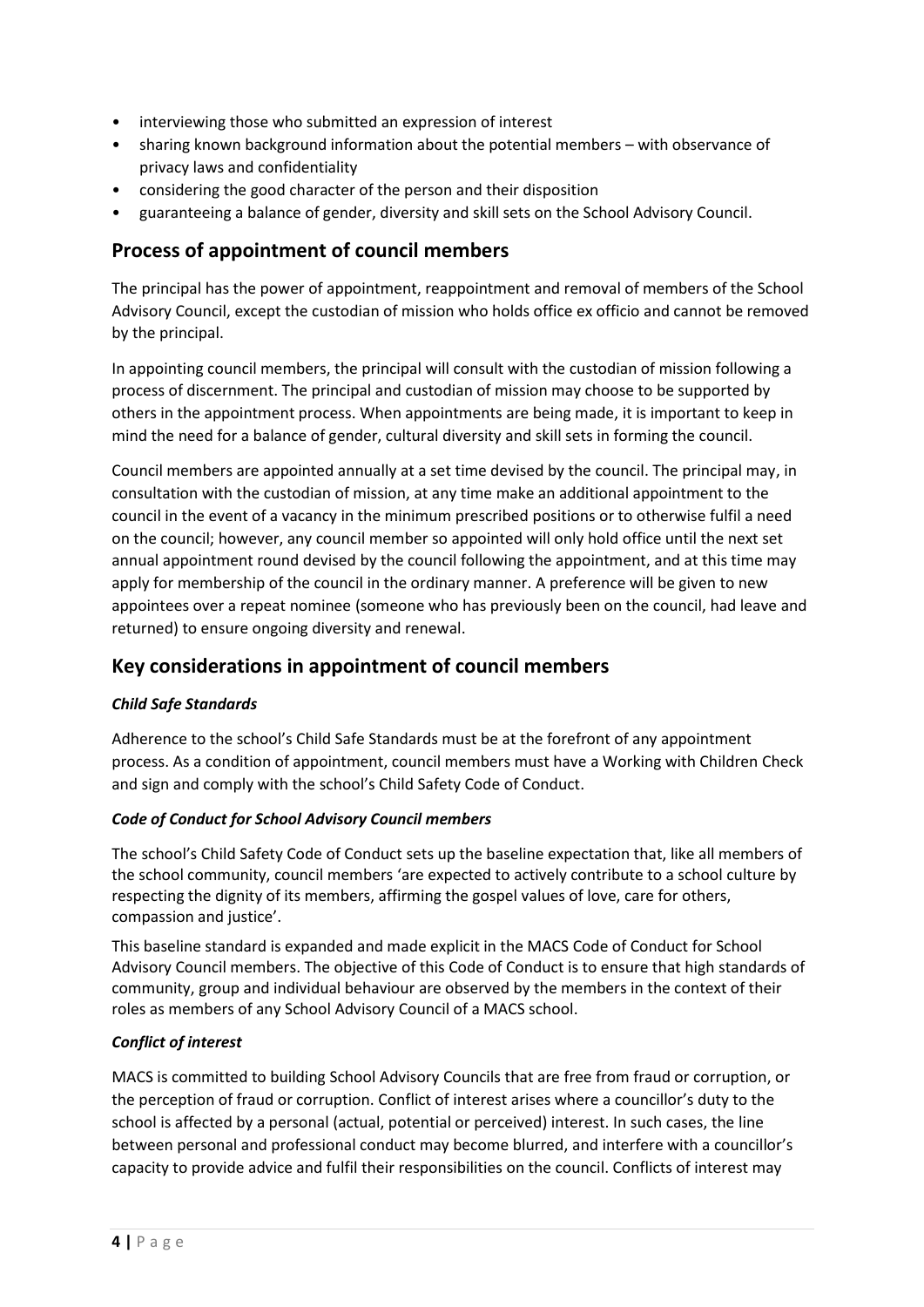- interviewing those who submitted an expression of interest
- sharing known background information about the potential members – with observance of privacy laws and confidentiality
- considering the good character of the person and their disposition
- guaranteeing a balance of gender, diversity and skill sets on the School Advisory Council.

## Process of appointment of council members

The principal has the power of appointment, reappointment and removal of members of the School Advisory Council, except the custodian of mission who holds office ex officio and cannot be removed by the principal.

In appointing council members, the principal will consult with the custodian of mission following a process of discernment. The principal and custodian of mission may choose to be supported by others in the appointment process. When appointments are being made, it is important to keep in mind the need for a balance of gender, cultural diversity and skill sets in forming the council.

Council members are appointed annually at a set time devised by the council. The principal may, in consultation with the custodian of mission, at any time make an additional appointment to the council in the event of a vacancy in the minimum prescribed positions or to otherwise fulfil a need on the council; however, any council member so appointed will only hold office until the next set annual appointment round devised by the council following the appointment, and at this time may apply for membership of the council in the ordinary manner. A preference will be given to new appointees over a repeat nominee (someone who has previously been on the council, had leave and returned) to ensure ongoing diversity and renewal.

## Key considerations in appointment of council members

### *Child Safe Standards*

Adherence to the school's Child Safe Standards must be at the forefront of any appointment process. As a condition of appointment, council members must have a Working with Children Check and sign and comply with the school's Child Safety Code of Conduct.

### *Code of Conduct for School Advisory Council members*

The school's Child Safety Code of Conduct sets up the baseline expectation that, like all members of the school community, council members 'are expected to actively contribute to a school culture by respecting the dignity of its members, affirming the gospel values of love, care for others, compassion and justice'.

This baseline standard is expanded and made explicit in the MACS Code of Conduct for School Advisory Council members. The objective of this Code of Conduct is to ensure that high standards of community, group and individual behaviour are observed by the members in the context of their roles as members of any School Advisory Council of a MACS school.

### *Conflict of interest*

MACS is committed to building School Advisory Councils that are free from fraud or corruption, or the perception of fraud or corruption. Conflict of interest arises where a councillor's duty to the school is affected by a personal (actual, potential or perceived) interest. In such cases, the line between personal and professional conduct may become blurred, and interfere with a councillor's capacity to provide advice and fulfil their responsibilities on the council. Conflicts of interest may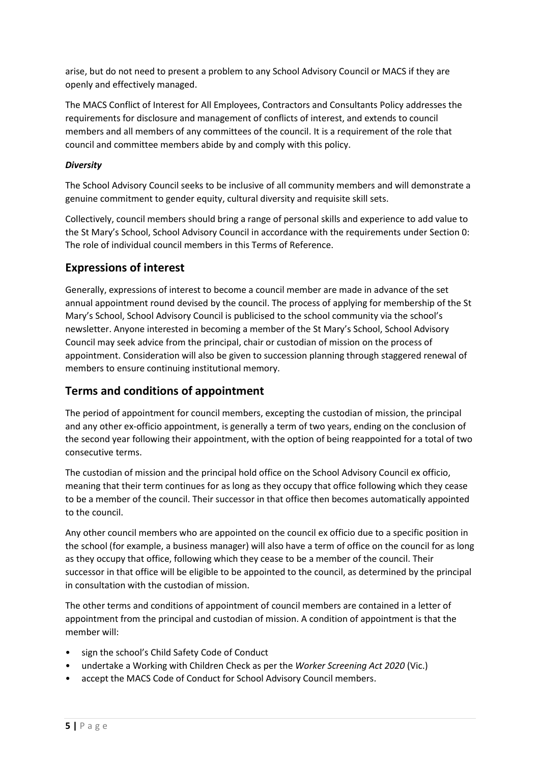arise, but do not need to present a problem to any School Advisory Council or MACS if they are openly and effectively managed.

The MACS Conflict of Interest for All Employees, Contractors and Consultants Policy addresses the requirements for disclosure and management of conflicts of interest, and extends to council members and all members of any committees of the council. It is a requirement of the role that council and committee members abide by and comply with this policy.

***Diversity***

The School Advisory Council seeks to be inclusive of all community members and will demonstrate a genuine commitment to gender equity, cultural diversity and requisite skill sets.

Collectively, council members should bring a range of personal skills and experience to add value to the St Mary's School, School Advisory Council in accordance with the requirements under Section 0: The role of individual council members in this Terms of Reference.

## Expressions of interest

Generally, expressions of interest to become a council member are made in advance of the set annual appointment round devised by the council. The process of applying for membership of the St Mary's School, School Advisory Council is publicised to the school community via the school's newsletter. Anyone interested in becoming a member of the St Mary's School, School Advisory Council may seek advice from the principal, chair or custodian of mission on the process of appointment. Consideration will also be given to succession planning through staggered renewal of members to ensure continuing institutional memory.

## Terms and conditions of appointment

The period of appointment for council members, excepting the custodian of mission, the principal and any other ex-officio appointment, is generally a term of two years, ending on the conclusion of the second year following their appointment, with the option of being reappointed for a total of two consecutive terms.

The custodian of mission and the principal hold office on the School Advisory Council ex officio, meaning that their term continues for as long as they occupy that office following which they cease to be a member of the council. Their successor in that office then becomes automatically appointed to the council.

Any other council members who are appointed on the council ex officio due to a specific position in the school (for example, a business manager) will also have a term of office on the council for as long as they occupy that office, following which they cease to be a member of the council. Their successor in that office will be eligible to be appointed to the council, as determined by the principal in consultation with the custodian of mission.

The other terms and conditions of appointment of council members are contained in a letter of appointment from the principal and custodian of mission. A condition of appointment is that the member will:

- sign the school's Child Safety Code of Conduct
- undertake a Working with Children Check as per the *Worker Screening Act 2020* (Vic.)
- accept the MACS Code of Conduct for School Advisory Council members.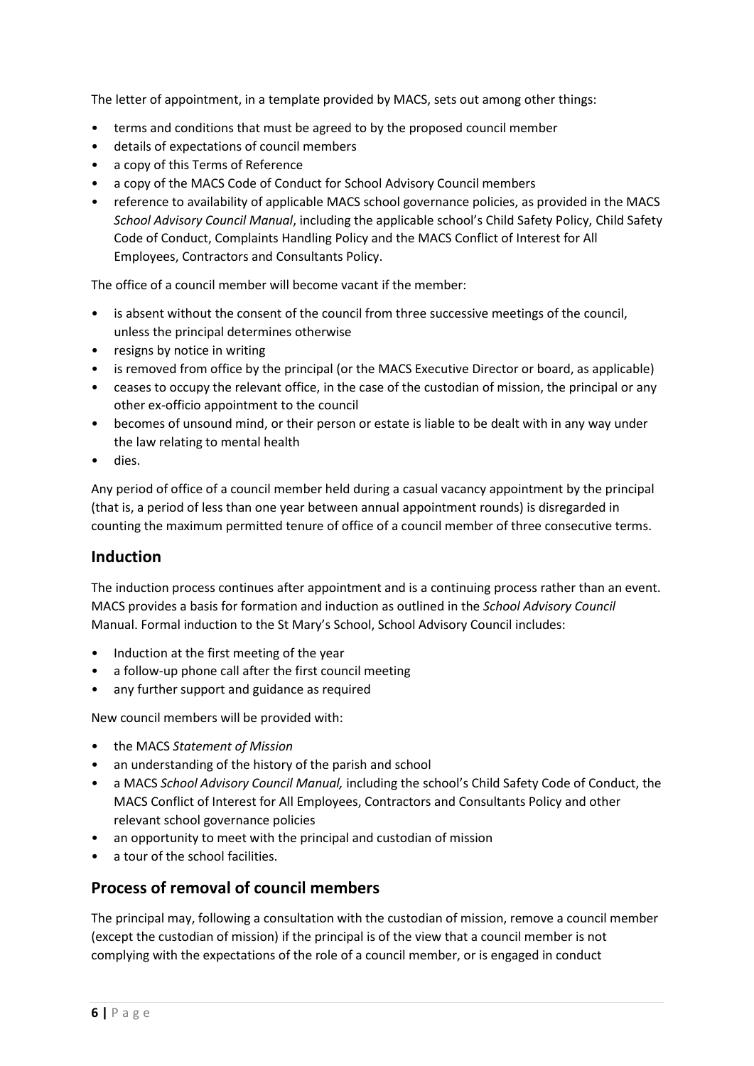The letter of appointment, in a template provided by MACS, sets out among other things:

- terms and conditions that must be agreed to by the proposed council member
- details of expectations of council members
- a copy of this Terms of Reference
- a copy of the MACS Code of Conduct for School Advisory Council members
- reference to availability of applicable MACS school governance policies, as provided in the MACS *School Advisory Council Manual*, including the applicable school's Child Safety Policy, Child Safety Code of Conduct, Complaints Handling Policy and the MACS Conflict of Interest for All Employees, Contractors and Consultants Policy.

The office of a council member will become vacant if the member:

- is absent without the consent of the council from three successive meetings of the council, unless the principal determines otherwise
- resigns by notice in writing
- is removed from office by the principal (or the MACS Executive Director or board, as applicable)
- ceases to occupy the relevant office, in the case of the custodian of mission, the principal or any other ex-officio appointment to the council
- becomes of unsound mind, or their person or estate is liable to be dealt with in any way under the law relating to mental health
- dies.

Any period of office of a council member held during a casual vacancy appointment by the principal (that is, a period of less than one year between annual appointment rounds) is disregarded in counting the maximum permitted tenure of office of a council member of three consecutive terms.

## Induction

The induction process continues after appointment and is a continuing process rather than an event. MACS provides a basis for formation and induction as outlined in the *School Advisory Council* Manual. Formal induction to the St Mary's School, School Advisory Council includes:

- Induction at the first meeting of the year
- a follow-up phone call after the first council meeting
- any further support and guidance as required

New council members will be provided with:

- the MACS *Statement of Mission*
- an understanding of the history of the parish and school
- a MACS *School Advisory Council Manual,* including the school's Child Safety Code of Conduct, the MACS Conflict of Interest for All Employees, Contractors and Consultants Policy and other relevant school governance policies
- an opportunity to meet with the principal and custodian of mission
- a tour of the school facilities.

## Process of removal of council members

The principal may, following a consultation with the custodian of mission, remove a council member (except the custodian of mission) if the principal is of the view that a council member is not complying with the expectations of the role of a council member, or is engaged in conduct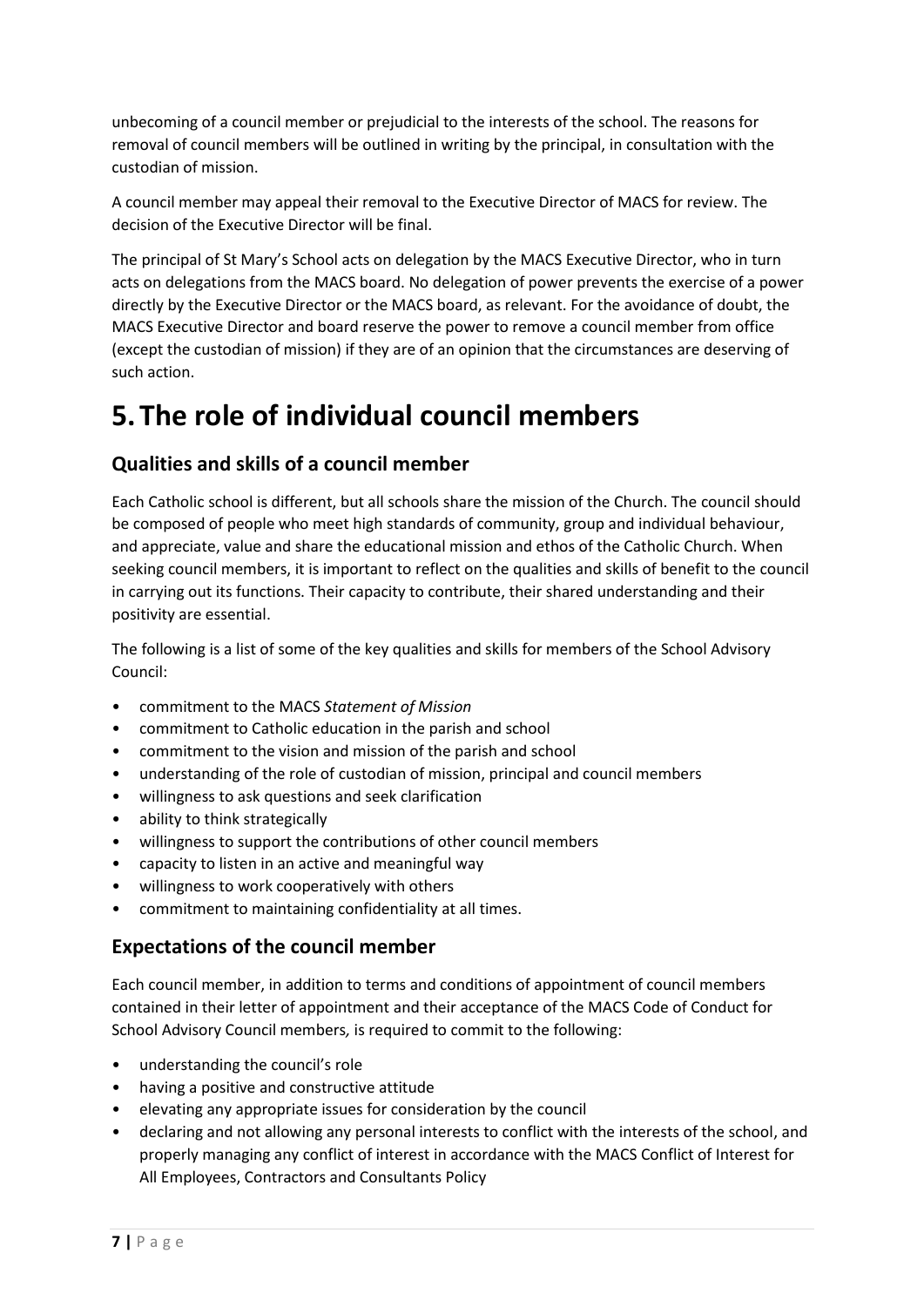unbecoming of a council member or prejudicial to the interests of the school. The reasons for removal of council members will be outlined in writing by the principal, in consultation with the custodian of mission.

A council member may appeal their removal to the Executive Director of MACS for review. The decision of the Executive Director will be final.

The principal of St Mary's School acts on delegation by the MACS Executive Director, who in turn acts on delegations from the MACS board. No delegation of power prevents the exercise of a power directly by the Executive Director or the MACS board, as relevant. For the avoidance of doubt, the MACS Executive Director and board reserve the power to remove a council member from office (except the custodian of mission) if they are of an opinion that the circumstances are deserving of such action.

# 5. The role of individual council members

## Qualities and skills of a council member

Each Catholic school is different, but all schools share the mission of the Church. The council should be composed of people who meet high standards of community, group and individual behaviour, and appreciate, value and share the educational mission and ethos of the Catholic Church. When seeking council members, it is important to reflect on the qualities and skills of benefit to the council in carrying out its functions. Their capacity to contribute, their shared understanding and their positivity are essential.

The following is a list of some of the key qualities and skills for members of the School Advisory Council:

- commitment to the MACS *Statement of Mission*
- commitment to Catholic education in the parish and school
- commitment to the vision and mission of the parish and school
- understanding of the role of custodian of mission, principal and council members
- willingness to ask questions and seek clarification
- ability to think strategically
- willingness to support the contributions of other council members
- capacity to listen in an active and meaningful way
- willingness to work cooperatively with others
- commitment to maintaining confidentiality at all times.

## Expectations of the council member

Each council member, in addition to terms and conditions of appointment of council members contained in their letter of appointment and their acceptance of the MACS Code of Conduct for School Advisory Council members, is required to commit to the following:

- understanding the council's role
- having a positive and constructive attitude
- elevating any appropriate issues for consideration by the council
- declaring and not allowing any personal interests to conflict with the interests of the school, and properly managing any conflict of interest in accordance with the MACS Conflict of Interest for All Employees, Contractors and Consultants Policy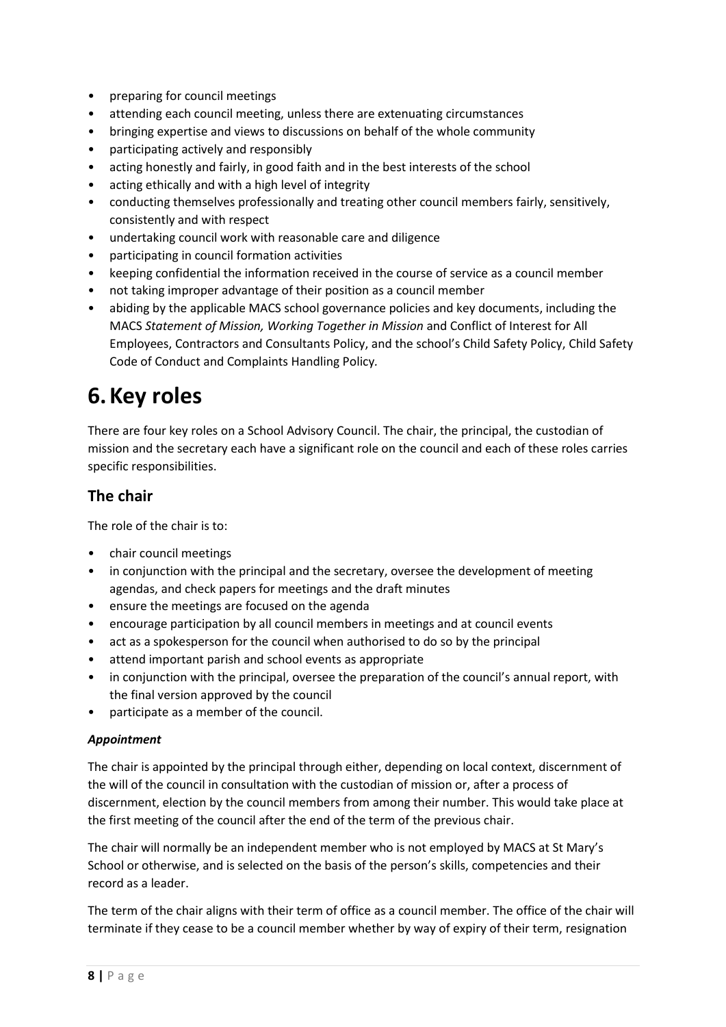- preparing for council meetings
- attending each council meeting, unless there are extenuating circumstances
- bringing expertise and views to discussions on behalf of the whole community
- participating actively and responsibly
- acting honestly and fairly, in good faith and in the best interests of the school
- acting ethically and with a high level of integrity
- conducting themselves professionally and treating other council members fairly, sensitively, consistently and with respect
- undertaking council work with reasonable care and diligence
- participating in council formation activities
- keeping confidential the information received in the course of service as a council member
- not taking improper advantage of their position as a council member
- abiding by the applicable MACS school governance policies and key documents, including the MACS *Statement of Mission, Working Together in Mission* and Conflict of Interest for All Employees, Contractors and Consultants Policy, and the school's Child Safety Policy, Child Safety Code of Conduct and Complaints Handling Policy.

# 6. Key roles

There are four key roles on a School Advisory Council. The chair, the principal, the custodian of mission and the secretary each have a significant role on the council and each of these roles carries specific responsibilities.

## The chair

The role of the chair is to:

- chair council meetings
- in conjunction with the principal and the secretary, oversee the development of meeting agendas, and check papers for meetings and the draft minutes
- ensure the meetings are focused on the agenda
- encourage participation by all council members in meetings and at council events
- act as a spokesperson for the council when authorised to do so by the principal
- attend important parish and school events as appropriate
- in conjunction with the principal, oversee the preparation of the council's annual report, with the final version approved by the council
- participate as a member of the council.

#### *Appointment*

The chair is appointed by the principal through either, depending on local context, discernment of the will of the council in consultation with the custodian of mission or, after a process of discernment, election by the council members from among their number. This would take place at the first meeting of the council after the end of the term of the previous chair.

The chair will normally be an independent member who is not employed by MACS at St Mary's School or otherwise, and is selected on the basis of the person's skills, competencies and their record as a leader.

The term of the chair aligns with their term of office as a council member. The office of the chair will terminate if they cease to be a council member whether by way of expiry of their term, resignation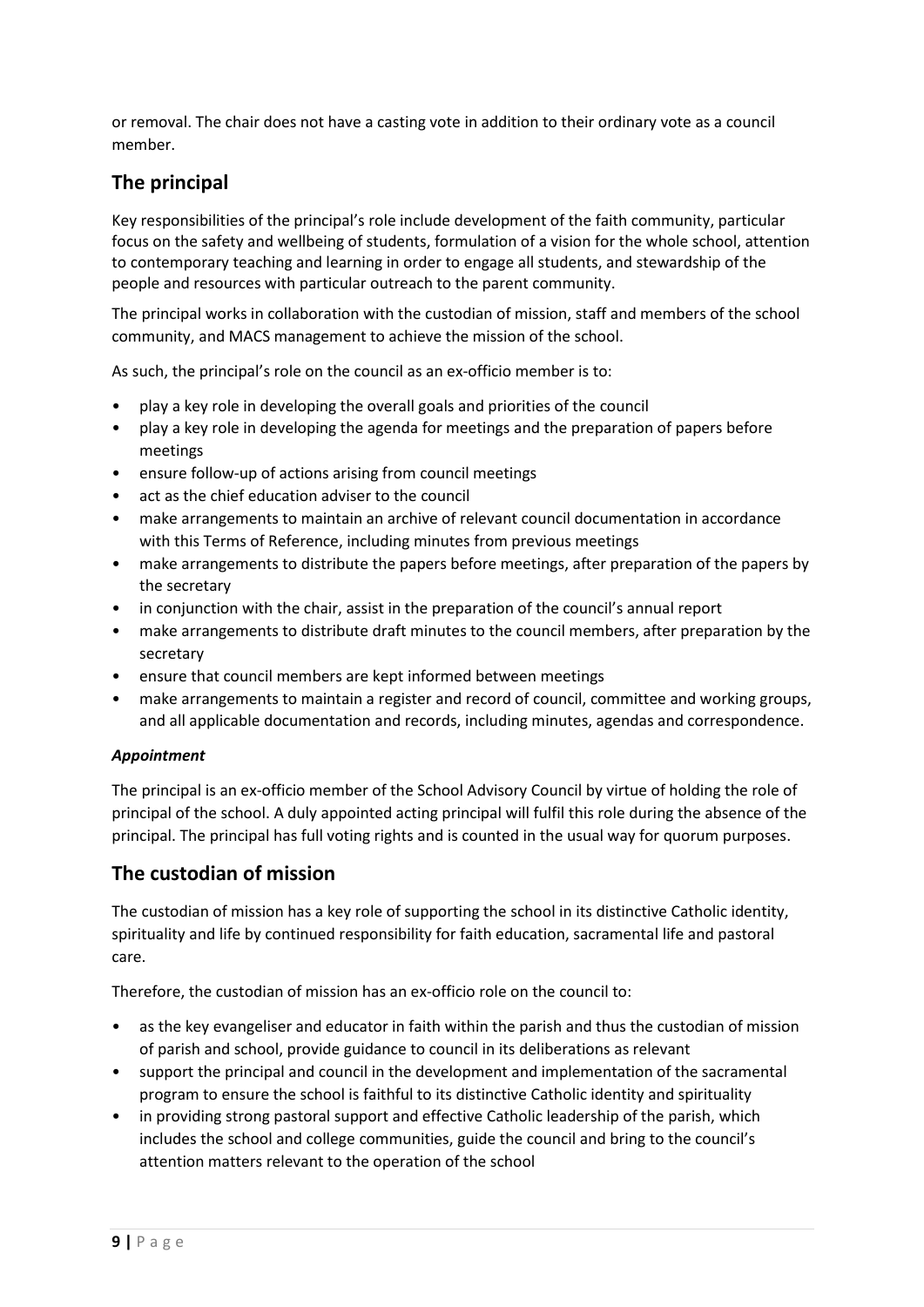or removal. The chair does not have a casting vote in addition to their ordinary vote as a council member.

## The principal

Key responsibilities of the principal's role include development of the faith community, particular focus on the safety and wellbeing of students, formulation of a vision for the whole school, attention to contemporary teaching and learning in order to engage all students, and stewardship of the people and resources with particular outreach to the parent community.

The principal works in collaboration with the custodian of mission, staff and members of the school community, and MACS management to achieve the mission of the school.

As such, the principal's role on the council as an ex-officio member is to:

- play a key role in developing the overall goals and priorities of the council
- play a key role in developing the agenda for meetings and the preparation of papers before meetings
- ensure follow-up of actions arising from council meetings
- act as the chief education adviser to the council
- make arrangements to maintain an archive of relevant council documentation in accordance with this Terms of Reference, including minutes from previous meetings
- make arrangements to distribute the papers before meetings, after preparation of the papers by the secretary
- in conjunction with the chair, assist in the preparation of the council's annual report
- make arrangements to distribute draft minutes to the council members, after preparation by the secretary
- ensure that council members are kept informed between meetings
- make arrangements to maintain a register and record of council, committee and working groups, and all applicable documentation and records, including minutes, agendas and correspondence.

***Appointment***

The principal is an ex-officio member of the School Advisory Council by virtue of holding the role of principal of the school. A duly appointed acting principal will fulfil this role during the absence of the principal. The principal has full voting rights and is counted in the usual way for quorum purposes.

## The custodian of mission

The custodian of mission has a key role of supporting the school in its distinctive Catholic identity, spirituality and life by continued responsibility for faith education, sacramental life and pastoral care.

Therefore, the custodian of mission has an ex-officio role on the council to:

- as the key evangeliser and educator in faith within the parish and thus the custodian of mission of parish and school, provide guidance to council in its deliberations as relevant
- support the principal and council in the development and implementation of the sacramental program to ensure the school is faithful to its distinctive Catholic identity and spirituality
- in providing strong pastoral support and effective Catholic leadership of the parish, which includes the school and college communities, guide the council and bring to the council's attention matters relevant to the operation of the school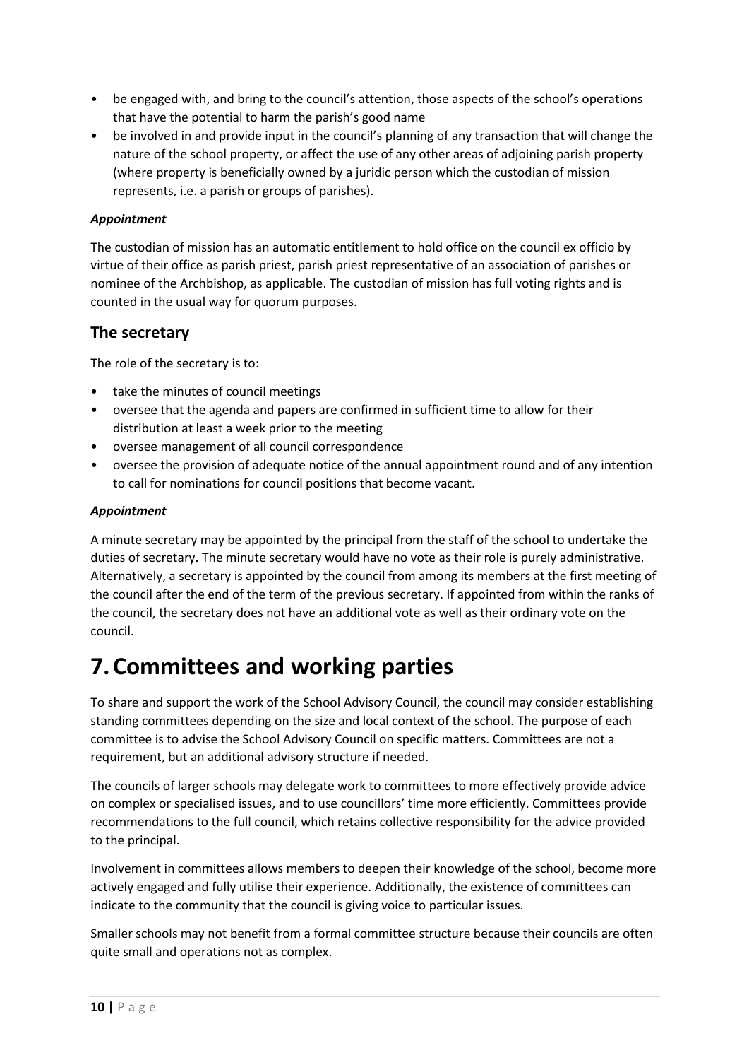- be engaged with, and bring to the council's attention, those aspects of the school's operations that have the potential to harm the parish's good name
- be involved in and provide input in the council's planning of any transaction that will change the nature of the school property, or affect the use of any other areas of adjoining parish property (where property is beneficially owned by a juridic person which the custodian of mission represents, i.e. a parish or groups of parishes).

***Appointment***

The custodian of mission has an automatic entitlement to hold office on the council ex officio by virtue of their office as parish priest, parish priest representative of an association of parishes or nominee of the Archbishop, as applicable. The custodian of mission has full voting rights and is counted in the usual way for quorum purposes.

## The secretary

The role of the secretary is to:

- take the minutes of council meetings
- oversee that the agenda and papers are confirmed in sufficient time to allow for their distribution at least a week prior to the meeting
- oversee management of all council correspondence
- oversee the provision of adequate notice of the annual appointment round and of any intention to call for nominations for council positions that become vacant.

***Appointment***

A minute secretary may be appointed by the principal from the staff of the school to undertake the duties of secretary. The minute secretary would have no vote as their role is purely administrative. Alternatively, a secretary is appointed by the council from among its members at the first meeting of the council after the end of the term of the previous secretary. If appointed from within the ranks of the council, the secretary does not have an additional vote as well as their ordinary vote on the council.

# 7. Committees and working parties

To share and support the work of the School Advisory Council, the council may consider establishing standing committees depending on the size and local context of the school. The purpose of each committee is to advise the School Advisory Council on specific matters. Committees are not a requirement, but an additional advisory structure if needed.

The councils of larger schools may delegate work to committees to more effectively provide advice on complex or specialised issues, and to use councillors' time more efficiently. Committees provide recommendations to the full council, which retains collective responsibility for the advice provided to the principal.

Involvement in committees allows members to deepen their knowledge of the school, become more actively engaged and fully utilise their experience. Additionally, the existence of committees can indicate to the community that the council is giving voice to particular issues.

Smaller schools may not benefit from a formal committee structure because their councils are often quite small and operations not as complex.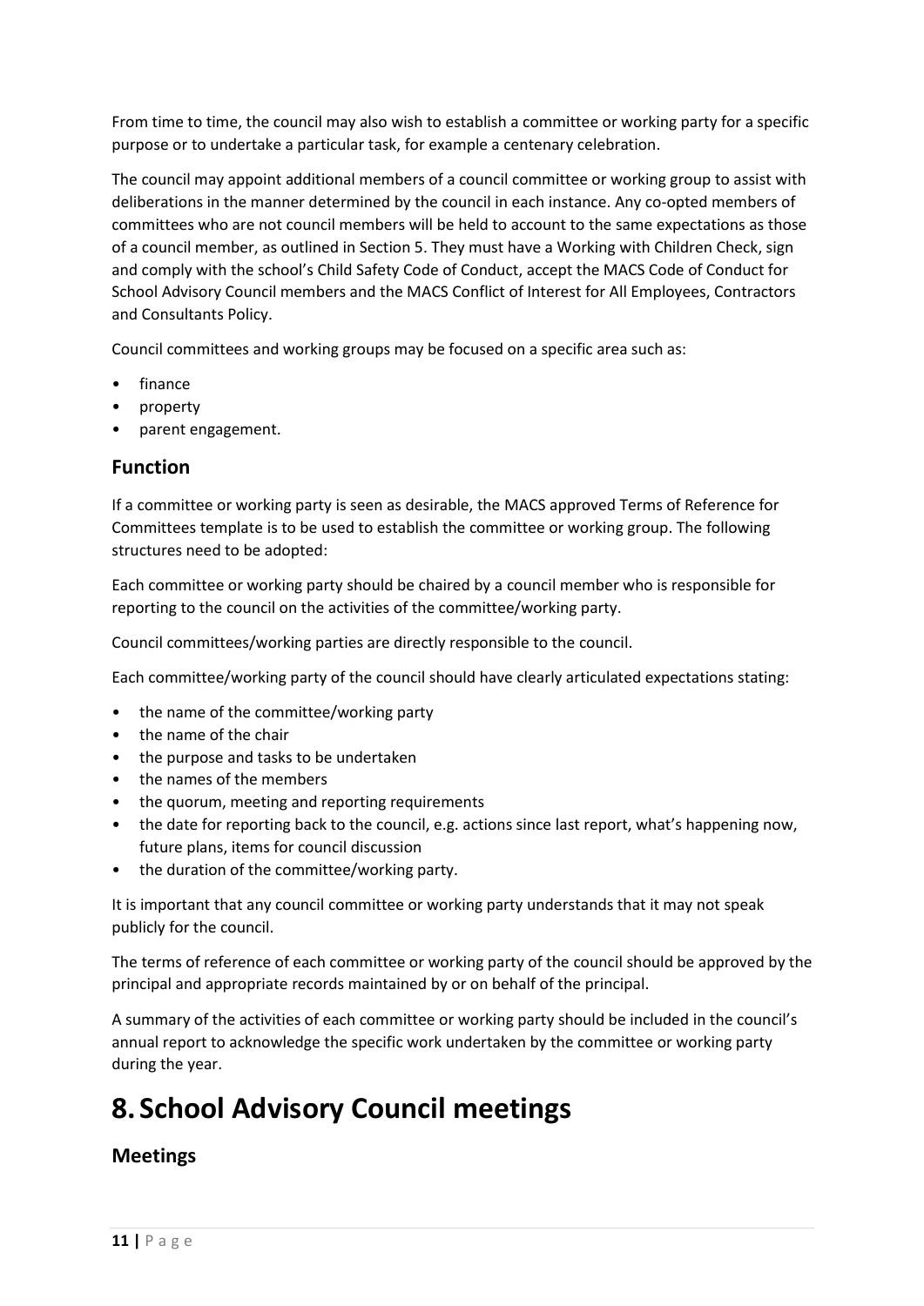From time to time, the council may also wish to establish a committee or working party for a specific purpose or to undertake a particular task, for example a centenary celebration.

The council may appoint additional members of a council committee or working group to assist with deliberations in the manner determined by the council in each instance. Any co-opted members of committees who are not council members will be held to account to the same expectations as those of a council member, as outlined in Section 5. They must have a Working with Children Check, sign and comply with the school's Child Safety Code of Conduct, accept the MACS Code of Conduct for School Advisory Council members and the MACS Conflict of Interest for All Employees, Contractors and Consultants Policy.

Council committees and working groups may be focused on a specific area such as:

- finance
- property
- parent engagement.

## Function

If a committee or working party is seen as desirable, the MACS approved Terms of Reference for Committees template is to be used to establish the committee or working group. The following structures need to be adopted:

Each committee or working party should be chaired by a council member who is responsible for reporting to the council on the activities of the committee/working party.

Council committees/working parties are directly responsible to the council.

Each committee/working party of the council should have clearly articulated expectations stating:

- the name of the committee/working party
- the name of the chair
- the purpose and tasks to be undertaken
- the names of the members
- the quorum, meeting and reporting requirements
- the date for reporting back to the council, e.g. actions since last report, what's happening now, future plans, items for council discussion
- the duration of the committee/working party.

It is important that any council committee or working party understands that it may not speak publicly for the council.

The terms of reference of each committee or working party of the council should be approved by the principal and appropriate records maintained by or on behalf of the principal.

A summary of the activities of each committee or working party should be included in the council's annual report to acknowledge the specific work undertaken by the committee or working party during the year.

# 8. School Advisory Council meetings

## Meetings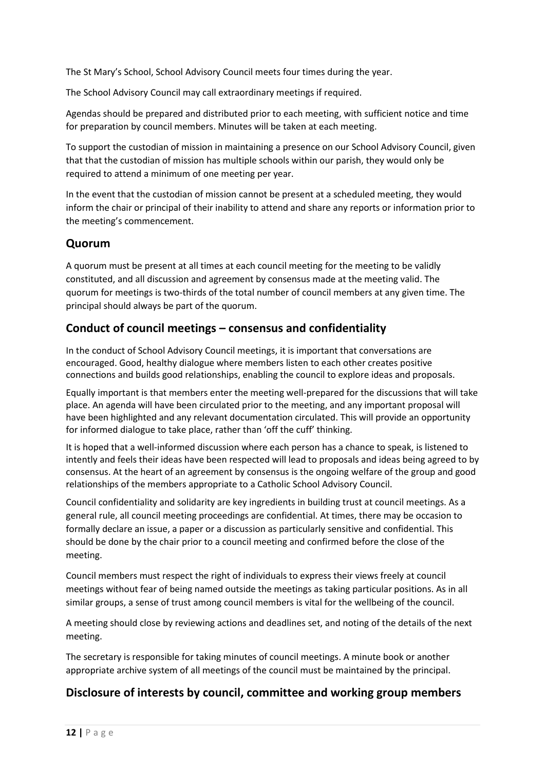The St Mary's School, School Advisory Council meets four times during the year.

The School Advisory Council may call extraordinary meetings if required.

Agendas should be prepared and distributed prior to each meeting, with sufficient notice and time for preparation by council members. Minutes will be taken at each meeting.

To support the custodian of mission in maintaining a presence on our School Advisory Council, given that that the custodian of mission has multiple schools within our parish, they would only be required to attend a minimum of one meeting per year.

In the event that the custodian of mission cannot be present at a scheduled meeting, they would inform the chair or principal of their inability to attend and share any reports or information prior to the meeting's commencement.

## Quorum

A quorum must be present at all times at each council meeting for the meeting to be validly constituted, and all discussion and agreement by consensus made at the meeting valid. The quorum for meetings is two-thirds of the total number of council members at any given time. The principal should always be part of the quorum.

## Conduct of council meetings – consensus and confidentiality

In the conduct of School Advisory Council meetings, it is important that conversations are encouraged. Good, healthy dialogue where members listen to each other creates positive connections and builds good relationships, enabling the council to explore ideas and proposals.

Equally important is that members enter the meeting well-prepared for the discussions that will take place. An agenda will have been circulated prior to the meeting, and any important proposal will have been highlighted and any relevant documentation circulated. This will provide an opportunity for informed dialogue to take place, rather than 'off the cuff' thinking.

It is hoped that a well-informed discussion where each person has a chance to speak, is listened to intently and feels their ideas have been respected will lead to proposals and ideas being agreed to by consensus. At the heart of an agreement by consensus is the ongoing welfare of the group and good relationships of the members appropriate to a Catholic School Advisory Council.

Council confidentiality and solidarity are key ingredients in building trust at council meetings. As a general rule, all council meeting proceedings are confidential. At times, there may be occasion to formally declare an issue, a paper or a discussion as particularly sensitive and confidential. This should be done by the chair prior to a council meeting and confirmed before the close of the meeting.

Council members must respect the right of individuals to express their views freely at council meetings without fear of being named outside the meetings as taking particular positions. As in all similar groups, a sense of trust among council members is vital for the wellbeing of the council.

A meeting should close by reviewing actions and deadlines set, and noting of the details of the next meeting.

The secretary is responsible for taking minutes of council meetings. A minute book or another appropriate archive system of all meetings of the council must be maintained by the principal.

## Disclosure of interests by council, committee and working group members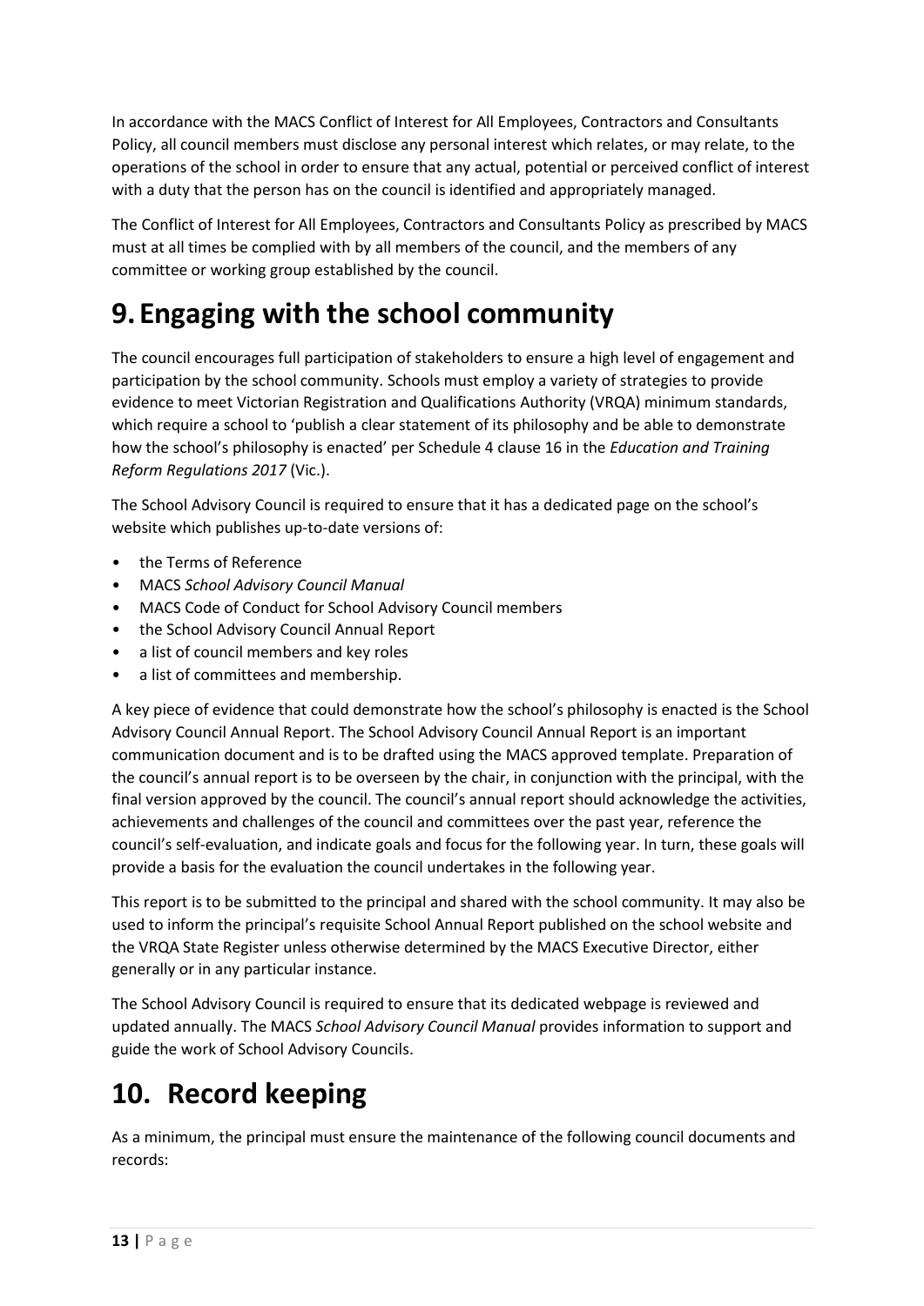In accordance with the MACS Conflict of Interest for All Employees, Contractors and Consultants Policy, all council members must disclose any personal interest which relates, or may relate, to the operations of the school in order to ensure that any actual, potential or perceived conflict of interest with a duty that the person has on the council is identified and appropriately managed.

The Conflict of Interest for All Employees, Contractors and Consultants Policy as prescribed by MACS must at all times be complied with by all members of the council, and the members of any committee or working group established by the council.

# 9. Engaging with the school community

The council encourages full participation of stakeholders to ensure a high level of engagement and participation by the school community. Schools must employ a variety of strategies to provide evidence to meet Victorian Registration and Qualifications Authority (VRQA) minimum standards, which require a school to 'publish a clear statement of its philosophy and be able to demonstrate how the school's philosophy is enacted' per Schedule 4 clause 16 in the *Education and Training Reform Regulations 2017* (Vic.).

The School Advisory Council is required to ensure that it has a dedicated page on the school's website which publishes up-to-date versions of:

- the Terms of Reference
- MACS *School Advisory Council Manual*
- MACS Code of Conduct for School Advisory Council members
- the School Advisory Council Annual Report
- a list of council members and key roles
- a list of committees and membership.

A key piece of evidence that could demonstrate how the school's philosophy is enacted is the School Advisory Council Annual Report. The School Advisory Council Annual Report is an important communication document and is to be drafted using the MACS approved template. Preparation of the council's annual report is to be overseen by the chair, in conjunction with the principal, with the final version approved by the council. The council's annual report should acknowledge the activities, achievements and challenges of the council and committees over the past year, reference the council's self-evaluation, and indicate goals and focus for the following year. In turn, these goals will provide a basis for the evaluation the council undertakes in the following year.

This report is to be submitted to the principal and shared with the school community. It may also be used to inform the principal's requisite School Annual Report published on the school website and the VRQA State Register unless otherwise determined by the MACS Executive Director, either generally or in any particular instance.

The School Advisory Council is required to ensure that its dedicated webpage is reviewed and updated annually. The MACS *School Advisory Council Manual* provides information to support and guide the work of School Advisory Councils.

# 10. Record keeping

As a minimum, the principal must ensure the maintenance of the following council documents and records: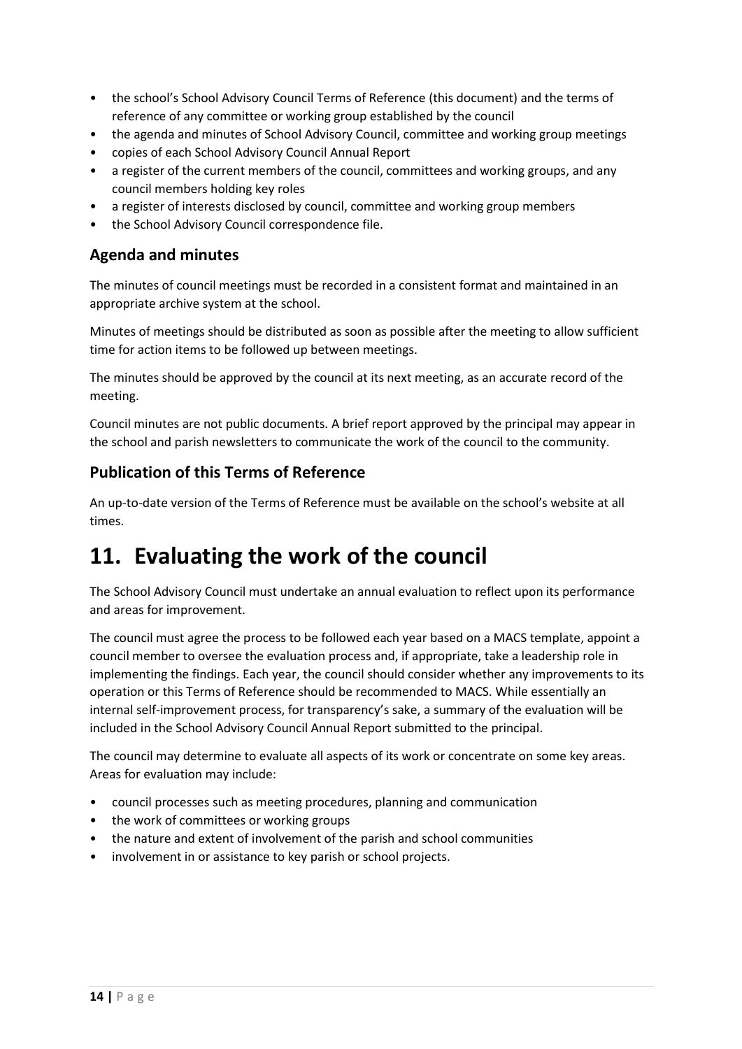- the school's School Advisory Council Terms of Reference (this document) and the terms of reference of any committee or working group established by the council
- the agenda and minutes of School Advisory Council, committee and working group meetings
- copies of each School Advisory Council Annual Report
- a register of the current members of the council, committees and working groups, and any council members holding key roles
- a register of interests disclosed by council, committee and working group members
- the School Advisory Council correspondence file.

### Agenda and minutes

The minutes of council meetings must be recorded in a consistent format and maintained in an appropriate archive system at the school.

Minutes of meetings should be distributed as soon as possible after the meeting to allow sufficient time for action items to be followed up between meetings.

The minutes should be approved by the council at its next meeting, as an accurate record of the meeting.

Council minutes are not public documents. A brief report approved by the principal may appear in the school and parish newsletters to communicate the work of the council to the community.

### Publication of this Terms of Reference

An up-to-date version of the Terms of Reference must be available on the school's website at all times.

# 11. Evaluating the work of the council

The School Advisory Council must undertake an annual evaluation to reflect upon its performance and areas for improvement.

The council must agree the process to be followed each year based on a MACS template, appoint a council member to oversee the evaluation process and, if appropriate, take a leadership role in implementing the findings. Each year, the council should consider whether any improvements to its operation or this Terms of Reference should be recommended to MACS. While essentially an internal self-improvement process, for transparency's sake, a summary of the evaluation will be included in the School Advisory Council Annual Report submitted to the principal.

The council may determine to evaluate all aspects of its work or concentrate on some key areas. Areas for evaluation may include:

- council processes such as meeting procedures, planning and communication
- the work of committees or working groups
- the nature and extent of involvement of the parish and school communities
- involvement in or assistance to key parish or school projects.